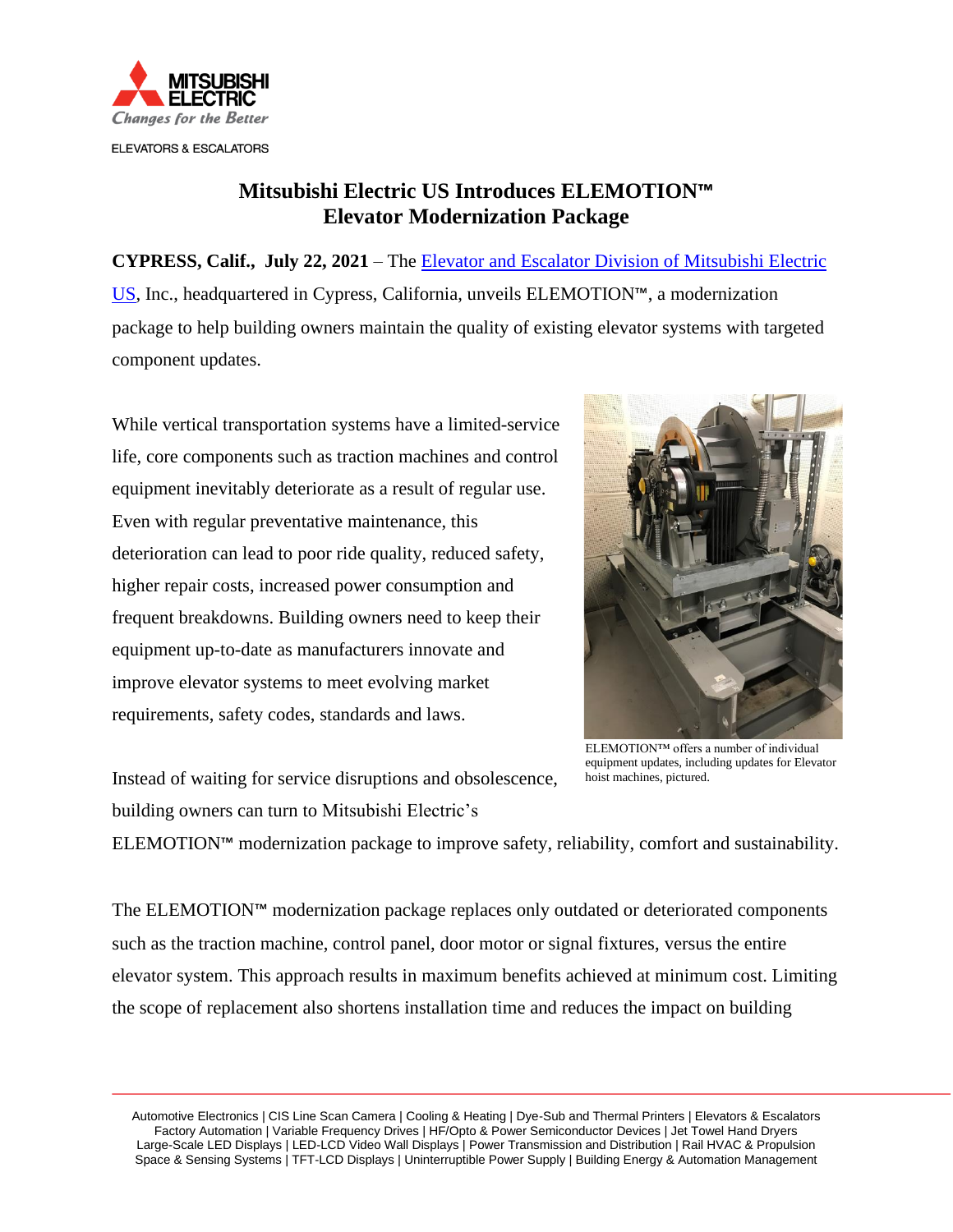MITSUBISHI ELECTRIC

*Changes for the Better*

ELEVATORS & ESCALATORS

# Mitsubishi Electric US Introduces ELEMOTION™ Elevator Modernization Package

**CYPRESS, Calif., July 22, 2021** – The Elevator and Escalator Division of Mitsubishi Electric US, Inc., headquartered in Cypress, California, unveils ELEMOTION™, a modernization package to help building owners maintain the quality of existing elevator systems with targeted component updates.

While vertical transportation systems have a limited-service life, core components such as traction machines and control equipment inevitably deteriorate as a result of regular use. Even with regular preventative maintenance, this deterioration can lead to poor ride quality, reduced safety, higher repair costs, increased power consumption and frequent breakdowns. Building owners need to keep their equipment up-to-date as manufacturers innovate and improve elevator systems to meet evolving market requirements, safety codes, standards and laws.

ELEMOTION™ offers a number of individual equipment updates, including updates for Elevator hoist machines, pictured.

Instead of waiting for service disruptions and obsolescence, building owners can turn to Mitsubishi Electric's ELEMOTION™ modernization package to improve safety, reliability, comfort and sustainability.

The ELEMOTION™ modernization package replaces only outdated or deteriorated components such as the traction machine, control panel, door motor or signal fixtures, versus the entire elevator system. This approach results in maximum benefits achieved at minimum cost. Limiting the scope of replacement also shortens installation time and reduces the impact on building

Automotive Electronics | CIS Line Scan Camera | Cooling & Heating | Dye-Sub and Thermal Printers | Elevators & Escalators
Factory Automation | Variable Frequency Drives | HF/Opto & Power Semiconductor Devices | Jet Towel Hand Dryers
Large-Scale LED Displays | LED-LCD Video Wall Displays | Power Transmission and Distribution | Rail HVAC & Propulsion
Space & Sensing Systems | TFT-LCD Displays | Uninterruptible Power Supply | Building Energy & Automation Management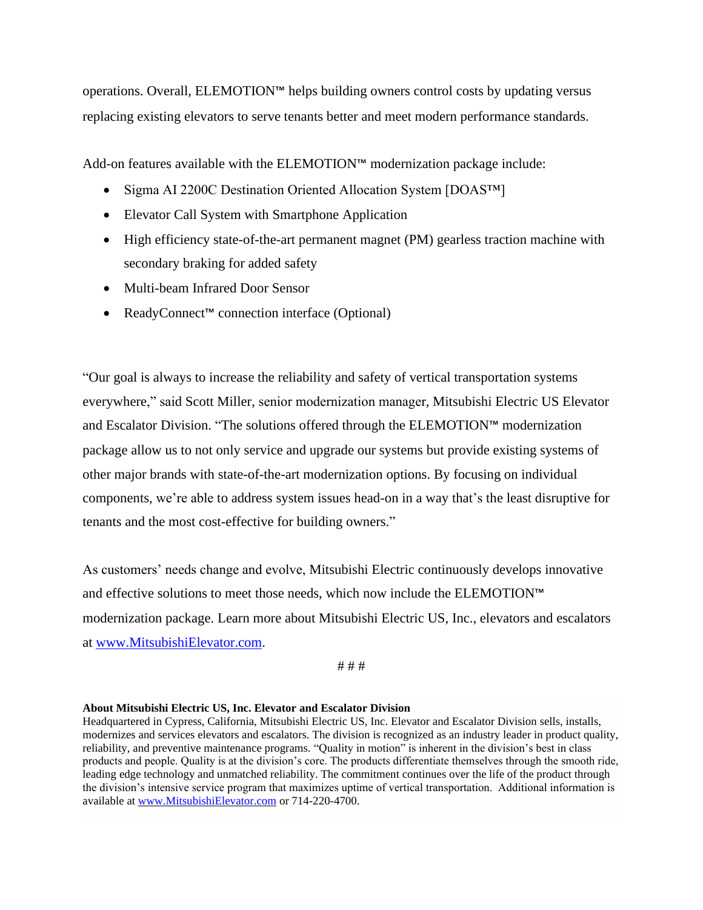operations. Overall, ELEMOTION™ helps building owners control costs by updating versus replacing existing elevators to serve tenants better and meet modern performance standards.

Add-on features available with the ELEMOTION™ modernization package include:

- Sigma AI 2200C Destination Oriented Allocation System [DOAS™]
- Elevator Call System with Smartphone Application
- High efficiency state-of-the-art permanent magnet (PM) gearless traction machine with secondary braking for added safety
- Multi-beam Infrared Door Sensor
- ReadyConnect™ connection interface (Optional)

"Our goal is always to increase the reliability and safety of vertical transportation systems everywhere," said Scott Miller, senior modernization manager, Mitsubishi Electric US Elevator and Escalator Division. "The solutions offered through the ELEMOTION™ modernization package allow us to not only service and upgrade our systems but provide existing systems of other major brands with state-of-the-art modernization options. By focusing on individual components, we're able to address system issues head-on in a way that's the least disruptive for tenants and the most cost-effective for building owners."

As customers' needs change and evolve, Mitsubishi Electric continuously develops innovative and effective solutions to meet those needs, which now include the ELEMOTION™ modernization package. Learn more about Mitsubishi Electric US, Inc., elevators and escalators at www.MitsubishiElevator.com.

# # #

**About Mitsubishi Electric US, Inc. Elevator and Escalator Division**
Headquartered in Cypress, California, Mitsubishi Electric US, Inc. Elevator and Escalator Division sells, installs, modernizes and services elevators and escalators. The division is recognized as an industry leader in product quality, reliability, and preventive maintenance programs. "Quality in motion" is inherent in the division's best in class products and people. Quality is at the division's core. The products differentiate themselves through the smooth ride, leading edge technology and unmatched reliability. The commitment continues over the life of the product through the division's intensive service program that maximizes uptime of vertical transportation. Additional information is available at www.MitsubishiElevator.com or 714-220-4700.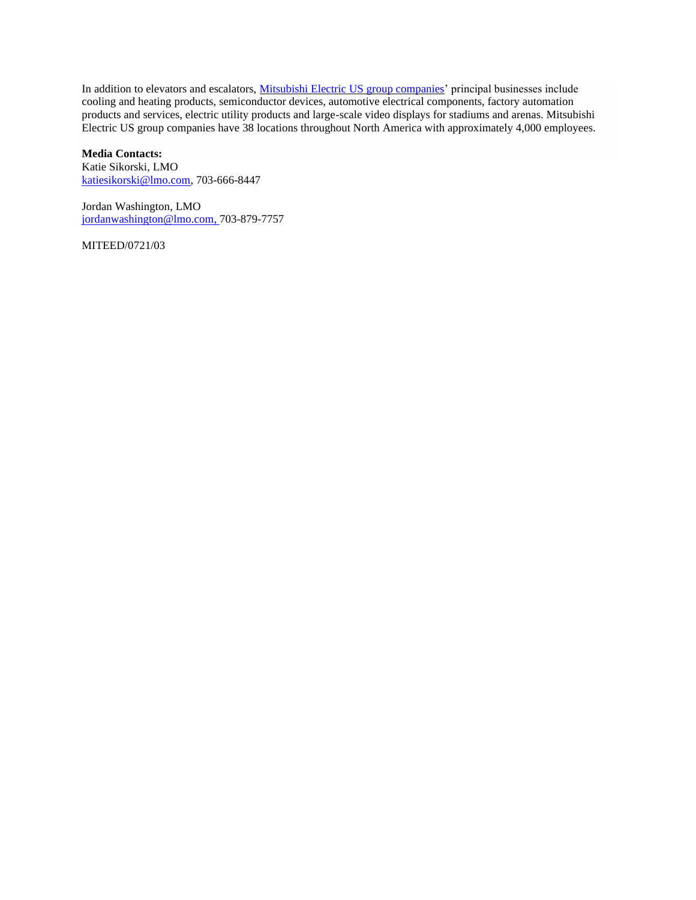In addition to elevators and escalators, Mitsubishi Electric US group companies' principal businesses include cooling and heating products, semiconductor devices, automotive electrical components, factory automation products and services, electric utility products and large-scale video displays for stadiums and arenas. Mitsubishi Electric US group companies have 38 locations throughout North America with approximately 4,000 employees.

**Media Contacts:**
Katie Sikorski, LMO
katiesikorski@lmo.com, 703-666-8447

Jordan Washington, LMO
jordanwashington@lmo.com, 703-879-7757

MITEED/0721/03